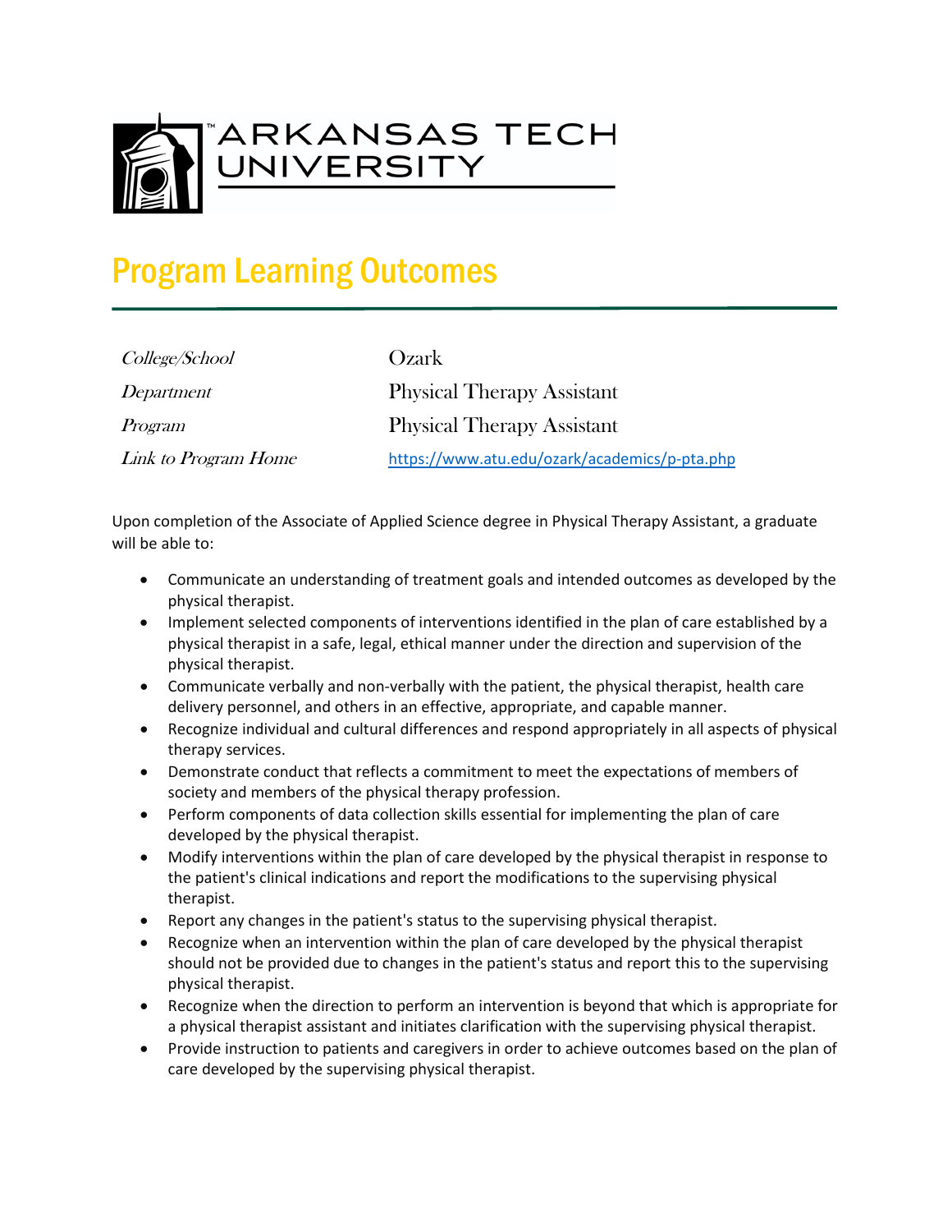ARKANSAS TECH UNIVERSITY

# Program Learning Outcomes

| | |
|---|---|
| *College/School* | Ozark |
| *Department* | Physical Therapy Assistant |
| *Program* | Physical Therapy Assistant |
| *Link to Program Home* | https://www.atu.edu/ozark/academics/p-pta.php |

Upon completion of the Associate of Applied Science degree in Physical Therapy Assistant, a graduate will be able to:

- Communicate an understanding of treatment goals and intended outcomes as developed by the physical therapist.
- Implement selected components of interventions identified in the plan of care established by a physical therapist in a safe, legal, ethical manner under the direction and supervision of the physical therapist.
- Communicate verbally and non-verbally with the patient, the physical therapist, health care delivery personnel, and others in an effective, appropriate, and capable manner.
- Recognize individual and cultural differences and respond appropriately in all aspects of physical therapy services.
- Demonstrate conduct that reflects a commitment to meet the expectations of members of society and members of the physical therapy profession.
- Perform components of data collection skills essential for implementing the plan of care developed by the physical therapist.
- Modify interventions within the plan of care developed by the physical therapist in response to the patient's clinical indications and report the modifications to the supervising physical therapist.
- Report any changes in the patient's status to the supervising physical therapist.
- Recognize when an intervention within the plan of care developed by the physical therapist should not be provided due to changes in the patient's status and report this to the supervising physical therapist.
- Recognize when the direction to perform an intervention is beyond that which is appropriate for a physical therapist assistant and initiates clarification with the supervising physical therapist.
- Provide instruction to patients and caregivers in order to achieve outcomes based on the plan of care developed by the supervising physical therapist.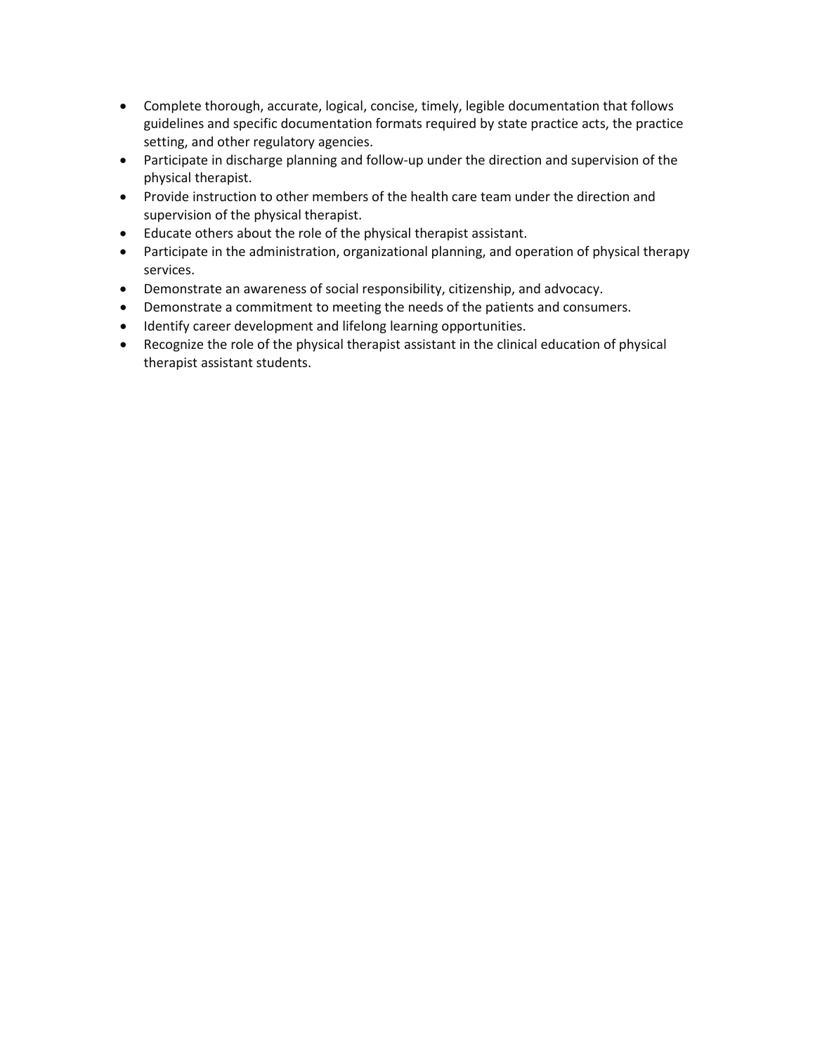- Complete thorough, accurate, logical, concise, timely, legible documentation that follows guidelines and specific documentation formats required by state practice acts, the practice setting, and other regulatory agencies.
- Participate in discharge planning and follow-up under the direction and supervision of the physical therapist.
- Provide instruction to other members of the health care team under the direction and supervision of the physical therapist.
- Educate others about the role of the physical therapist assistant.
- Participate in the administration, organizational planning, and operation of physical therapy services.
- Demonstrate an awareness of social responsibility, citizenship, and advocacy.
- Demonstrate a commitment to meeting the needs of the patients and consumers.
- Identify career development and lifelong learning opportunities.
- Recognize the role of the physical therapist assistant in the clinical education of physical therapist assistant students.